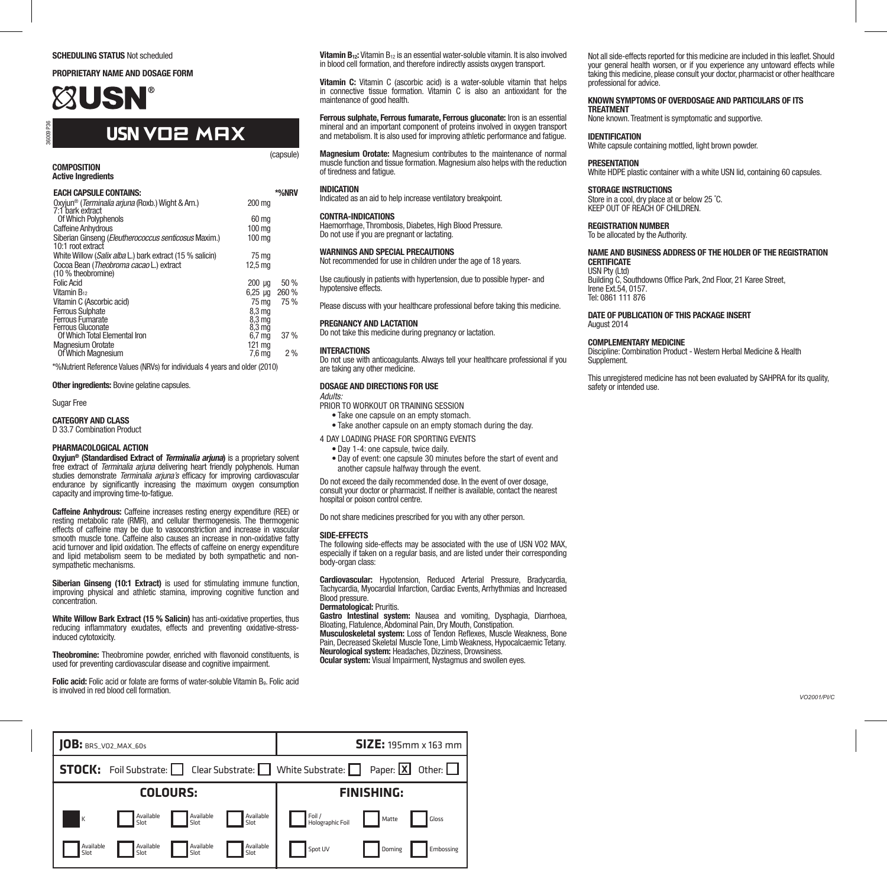**SCHEDULING STATUS** Not scheduled

**PROPRIETARY NAME AND DOSAGE FORM**

# USN®

## USN VO2 MAX

(capsule)

### COMPOSITION

**Active Ingredients**

| EACH CAPSULE CONTAINS: | | *%NRV |
|---|---|---|
| Oxyjun® (*Terminalia arjuna* (Roxb.) Wight & Arn.) 7:1 bark extract | 200 mg | |
| Of Which Polyphenols | 60 mg | |
| Caffeine Anhydrous | 100 mg | |
| Siberian Ginseng (*Eleutherococcus senticosus* Maxim.) 10:1 root extract | 100 mg | |
| White Willow (*Salix alba* L.) bark extract (15 % salicin) | 75 mg | |
| Cocoa Bean (*Theobroma cacao* L.) extract (10 % theobromine) | 12,5 mg | |
| Folic Acid | 200 µg | 50 % |
| Vitamin $B_{12}$ | 6,25 µg | 260 % |
| Vitamin C (Ascorbic acid) | 75 mg | 75 % |
| Ferrous Sulphate | 8,3 mg | |
| Ferrous Fumarate | 8,3 mg | |
| Ferrous Gluconate | 8,3 mg | |
| Of Which Total Elemental Iron | 6,7 mg | 37 % |
| Magnesium Orotate | 121 mg | |
| Of Which Magnesium | 7,6 mg | 2 % |

*%Nutrient Reference Values (NRVs) for individuals 4 years and older (2010)

**Other ingredients:** Bovine gelatine capsules.

Sugar Free

### CATEGORY AND CLASS

D 33.7 Combination Product

### PHARMACOLOGICAL ACTION

**Oxyjun® (Standardised Extract of *Terminalia arjuna*)** is a proprietary solvent free extract of *Terminalia arjuna* delivering heart friendly polyphenols. Human studies demonstrate *Terminalia arjuna's* efficacy for improving cardiovascular endurance by significantly increasing the maximum oxygen consumption capacity and improving time-to-fatigue.

**Caffeine Anhydrous:** Caffeine increases resting energy expenditure (REE) or resting metabolic rate (RMR), and cellular thermogenesis. The thermogenic effects of caffeine may be due to vasoconstriction and increase in vascular smooth muscle tone. Caffeine also causes an increase in non-oxidative fatty acid turnover and lipid oxidation. The effects of caffeine on energy expenditure and lipid metabolism seem to be mediated by both sympathetic and non-sympathetic mechanisms.

**Siberian Ginseng (10:1 Extract)** is used for stimulating immune function, improving physical and athletic stamina, improving cognitive function and concentration.

**White Willow Bark Extract (15 % Salicin)** has anti-oxidative properties, thus reducing inflammatory exudates, effects and preventing oxidative-stress-induced cytotoxicity.

**Theobromine:** Theobromine powder, enriched with flavonoid constituents, is used for preventing cardiovascular disease and cognitive impairment.

**Folic acid:** Folic acid or folate are forms of water-soluble Vitamin $B_9$. Folic acid is involved in red blood cell formation.

**Vitamin $B_{12}$:** Vitamin $B_{12}$ is an essential water-soluble vitamin. It is also involved in blood cell formation, and therefore indirectly assists oxygen transport.

**Vitamin C:** Vitamin C (ascorbic acid) is a water-soluble vitamin that helps in connective tissue formation. Vitamin C is also an antioxidant for the maintenance of good health.

**Ferrous sulphate, Ferrous fumarate, Ferrous gluconate:** Iron is an essential mineral and an important component of proteins involved in oxygen transport and metabolism. It is also used for improving athletic performance and fatigue.

**Magnesium Orotate:** Magnesium contributes to the maintenance of normal muscle function and tissue formation. Magnesium also helps with the reduction of tiredness and fatigue.

### INDICATION

Indicated as an aid to help increase ventilatory breakpoint.

### CONTRA-INDICATIONS

Haemorrhage, Thrombosis, Diabetes, High Blood Pressure.
Do not use if you are pregnant or lactating.

### WARNINGS AND SPECIAL PRECAUTIONS

Not recommended for use in children under the age of 18 years.

Use cautiously in patients with hypertension, due to possible hyper- and hypotensive effects.

Please discuss with your healthcare professional before taking this medicine.

### PREGNANCY AND LACTATION

Do not take this medicine during pregnancy or lactation.

### INTERACTIONS

Do not use with anticoagulants. Always tell your healthcare professional if you are taking any other medicine.

### DOSAGE AND DIRECTIONS FOR USE

*Adults:*

PRIOR TO WORKOUT OR TRAINING SESSION

- Take one capsule on an empty stomach.
- Take another capsule on an empty stomach during the day.

4 DAY LOADING PHASE FOR SPORTING EVENTS

- Day 1-4: one capsule, twice daily.
- Day of event: one capsule 30 minutes before the start of event and another capsule halfway through the event.

Do not exceed the daily recommended dose. In the event of over dosage, consult your doctor or pharmacist. If neither is available, contact the nearest hospital or poison control centre.

Do not share medicines prescribed for you with any other person.

### SIDE-EFFECTS

The following side-effects may be associated with the use of USN VO2 MAX, especially if taken on a regular basis, and are listed under their corresponding body-organ class:

**Cardiovascular:** Hypotension, Reduced Arterial Pressure, Bradycardia, Tachycardia, Myocardial Infarction, Cardiac Events, Arrhythmias and Increased Blood pressure.
**Dermatological:** Pruritis.
**Gastro Intestinal system:** Nausea and vomiting, Dysphagia, Diarrhoea, Bloating, Flatulence, Abdominal Pain, Dry Mouth, Constipation.
**Musculoskeletal system:** Loss of Tendon Reflexes, Muscle Weakness, Bone Pain, Decreased Skeletal Muscle Tone, Limb Weakness, Hypocalcaemic Tetany.
**Neurological system:** Headaches, Dizziness, Drowsiness.
**Ocular system:** Visual Impairment, Nystagmus and swollen eyes.

Not all side-effects reported for this medicine are included in this leaflet. Should your general health worsen, or if you experience any untoward effects while taking this medicine, please consult your doctor, pharmacist or other healthcare professional for advice.

### KNOWN SYMPTOMS OF OVERDOSAGE AND PARTICULARS OF ITS TREATMENT

None known. Treatment is symptomatic and supportive.

### IDENTIFICATION

White capsule containing mottled, light brown powder.

### PRESENTATION

White HDPE plastic container with a white USN lid, containing 60 capsules.

### STORAGE INSTRUCTIONS

Store in a cool, dry place at or below 25 °C.
KEEP OUT OF REACH OF CHILDREN.

### REGISTRATION NUMBER

To be allocated by the Authority.

### NAME AND BUSINESS ADDRESS OF THE HOLDER OF THE REGISTRATION CERTIFICATE

USN Pty (Ltd)
Building C, Southdowns Office Park, 2nd Floor, 21 Karee Street,
Irene Ext.54, 0157.
Tel: 0861 111 876

### DATE OF PUBLICATION OF THIS PACKAGE INSERT

August 2014

### COMPLEMENTARY MEDICINE

Discipline: Combination Product - Western Herbal Medicine & Health Supplement.

This unregistered medicine has not been evaluated by SAHPRA for its quality, safety or intended use.

VO2001/PI/C

| **JOB:** BRS_VO2_MAX_60s | **SIZE:** 195mm x 163 mm |
|---|---|
| **STOCK:** Foil Substrate: [ ] Clear Substrate: [ ] White Substrate: [ ] Paper: [X] Other: [ ] | |
| **COLOURS:** | **FINISHING:** |
| [■] K, [ ] Available Slot, [ ] Available Slot, [ ] Available Slot | [ ] Foil / Holographic Foil, [ ] Matte, [ ] Gloss |
| [ ] Available Slot, [ ] Available Slot, [ ] Available Slot, [ ] Available Slot | [ ] Spot UV, [ ] Doming, [ ] Embossing |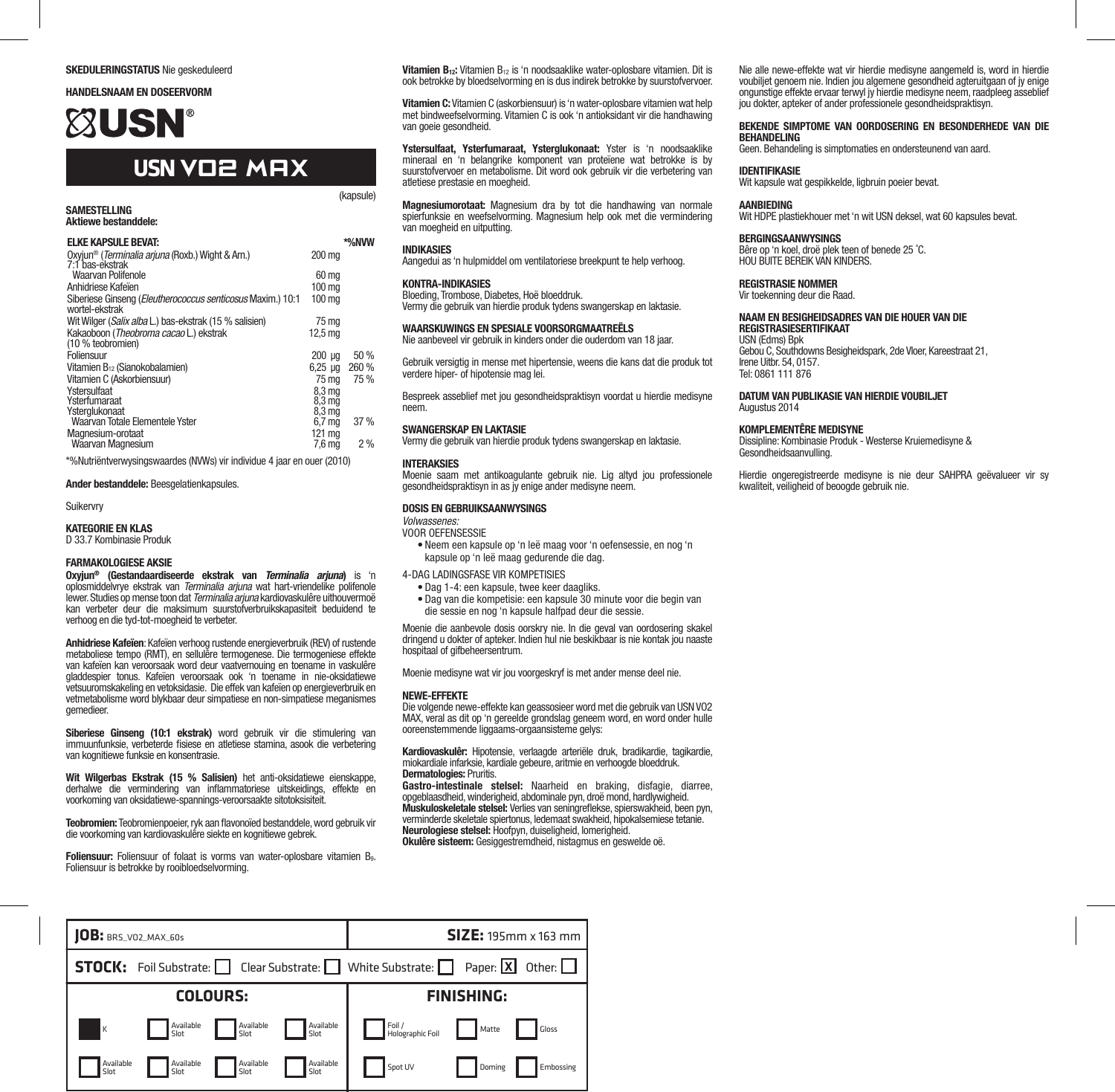**SKEDULERINGSTATUS** Nie geskeduleerd

**HANDELSNAAM EN DOSEERVORM**

USN®

# USN VO2 MAX

(kapsule)

**SAMESTELLING**
**Aktiewe bestanddele:**

| ELKE KAPSULE BEVAT: | | *%NVW |
|---|---|---|
| Oxyjun® (*Terminalia arjuna* (Roxb.) Wight & Arn.) 7:1 bas-ekstrak | 200 mg | |
| Waarvan Polifenole | 60 mg | |
| Anhidriese Kafeïen | 100 mg | |
| Siberiese Ginseng (*Eleutherococcus senticosus* Maxim.) 10:1 wortel-ekstrak | 100 mg | |
| Wit Wilger (*Salix alba* L.) bas-ekstrak (15 % salisien) | 75 mg | |
| Kakaoboon (*Theobroma cacao* L.) ekstrak (10 % teobromien) | 12,5 mg | |
| Foliensuur | 200 µg | 50 % |
| Vitamien $B_{12}$ (Sianokobalamien) | 6,25 µg | 260 % |
| Vitamien C (Askorbiensuur) | 75 mg | 75 % |
| Ystersulfaat | 8,3 mg | |
| Ysterfumaraat | 8,3 mg | |
| Ysterglukonaat | 8,3 mg | |
| Waarvan Totale Elementele Yster | 6,7 mg | 37 % |
| Magnesium-orotaat | 121 mg | |
| Waarvan Magnesium | 7,6 mg | 2 % |

*%Nutriëntverwysingswaardes (NVWs) vir individue 4 jaar en ouer (2010)

**Ander bestanddele:** Beesgelatienkapsules.

Suikervry

**KATEGORIE EN KLAS**
D 33.7 Kombinasie Produk

**FARMAKOLOGIESE AKSIE**
**Oxyjun® (Gestandaardiseerde ekstrak van *Terminalia arjuna*)** is 'n oplosmiddelvrye ekstrak van *Terminalia arjuna* wat hart-vriendelike polifenole lewer. Studies op mense toon dat *Terminalia arjuna* kardiovaskulêre uithouvermoë kan verbeter deur die maksimum suurstofverbruikskapasiteit beduidend te verhoog en die tyd-tot-moegheid te verbeter.

**Anhidriese Kafeïen**: Kafeïen verhoog rustende energieverbruik (REV) of rustende metaboliese tempo (RMT), en sellulêre termogenese. Die termogeniese effekte van kafeïen kan veroorsaak word deur vaatvernouing en toename in vaskulêre gladdespier tonus. Kafeïen veroorsaak ook 'n toename in nie-oksidatiewe vetsuuromskakeling en vetoksidasie. Die effek van kafeïen op energieverbruik en vetmetabolisme word blykbaar deur simpatiese en non-simpatiese meganismes gemedieer.

**Siberiese Ginseng (10:1 ekstrak)** word gebruik vir die stimulering van immuunfunksie, verbeterde fisiese en atletiese stamina, asook die verbetering van kognitiewe funksie en konsentrasie.

**Wit Wilgerbas Ekstrak (15 % Salisien)** het anti-oksidatiewe eienskappe, derhalwe die vermindering van inflammatoriese uitskeidings, effekte en voorkoming van oksidatiewe-spannings-veroorsaakte sitotoksisiteit.

**Teobromien:** Teobromienpoeier, ryk aan flavonoïed bestanddele, word gebruik vir die voorkoming van kardiovaskulêre siekte en kognitiewe gebrek.

**Foliensuur:** Foliensuur of folaat is vorms van water-oplosbare vitamien $B_9$. Foliensuur is betrokke by rooibloedselvorming.

**Vitamien $B_{12}$:** Vitamien $B_{12}$ is 'n noodsaaklike water-oplosbare vitamien. Dit is ook betrokke by bloedselvorming en is dus indirek betrokke by suurstofvervoer.

**Vitamien C:** Vitamien C (askorbiensuur) is 'n water-oplosbare vitamien wat help met bindweefselvorming. Vitamien C is ook 'n antioksidant vir die handhawing van goeie gesondheid.

**Ystersulfaat, Ysterfumaraat, Ysterglukonaat:** Yster is 'n noodsaaklike mineraal en 'n belangrike komponent van proteïene wat betrokke is by suurstofvervoer en metabolisme. Dit word ook gebruik vir die verbetering van atletiese prestasie en moegheid.

**Magnesiumorotaat:** Magnesium dra by tot die handhawing van normale spierfunksie en weefselvorming. Magnesium help ook met die vermindering van moegheid en uitputting.

**INDIKASIES**
Aangedui as 'n hulpmiddel om ventilatoriese breekpunt te help verhoog.

**KONTRA-INDIKASIES**
Bloeding, Trombose, Diabetes, Hoë bloeddruk.
Vermy die gebruik van hierdie produk tydens swangerskap en laktasie.

**WAARSKUWINGS EN SPESIALE VOORSORGMAATREËLS**
Nie aanbeveel vir gebruik in kinders onder die ouderdom van 18 jaar.

Gebruik versigtig in mense met hipertensie, weens die kans dat die produk tot verdere hiper- of hipotensie mag lei.

Bespreek asseblief met jou gesondheidspraktisyn voordat u hierdie medisyne neem.

**SWANGERSKAP EN LAKTASIE**
Vermy die gebruik van hierdie produk tydens swangerskap en laktasie.

**INTERAKSIES**
Moenie saam met antikoagulante gebruik nie. Lig altyd jou professionele gesondheidspraktisyn in as jy enige ander medisyne neem.

**DOSIS EN GEBRUIKSAANWYSINGS**
*Volwassenes:*
VOOR OEFENSESSIE

- Neem een kapsule op 'n leë maag voor 'n oefensessie, en nog 'n kapsule op 'n leë maag gedurende die dag.

4-DAG LADINGSFASE VIR KOMPETISIES

- Dag 1-4: een kapsule, twee keer daagliks.
- Dag van die kompetisie: een kapsule 30 minute voor die begin van die sessie en nog 'n kapsule halfpad deur die sessie.

Moenie die aanbevole dosis oorskry nie. In die geval van oordosering skakel dringend u dokter of apteker. Indien hul nie beskikbaar is nie kontak jou naaste hospitaal of gifbeheersentrum.

Moenie medisyne wat vir jou voorgeskryf is met ander mense deel nie.

**NEWE-EFFEKTE**
Die volgende newe-effekte kan geassosieer word met die gebruik van USN VO2 MAX, veral as dit op 'n gereelde grondslag geneem word, en word onder hulle ooreenstemmende liggaams-orgaansisteme gelys:

**Kardiovaskulêr:** Hipotensie, verlaagde arteriële druk, bradikardie, tagikardie, miokardiale infarksie, kardiale gebeure, aritmie en verhoogde bloeddruk.
**Dermatologies:** Pruritis.
**Gastro-intestinale stelsel:** Naarheid en braking, disfagie, diarree, opgeblaasdheid, winderigheid, abdominale pyn, droë mond, hardlywigheid.
**Muskuloskeletale stelsel:** Verlies van seningreflekse, spierswakheid, been pyn, verminderde skeletale spiertonus, ledemaat swakheid, hipokalsemiese tetanie.
**Neurologiese stelsel:** Hoofpyn, duiseligheid, lomerigheid.
**Okulêre sisteem:** Gesiggestremdheid, nistagmus en geswelde oë.

Nie alle newe-effekte wat vir hierdie medisyne aangemeld is, word in hierdie voubiljet genoem nie. Indien jou algemene gesondheid agteruitgaan of jy enige ongunstige effekte ervaar terwyl jy hierdie medisyne neem, raadpleeg asseblief jou dokter, apteker of ander professionele gesondheidspraktisyn.

**BEKENDE SIMPTOME VAN OORDOSERING EN BESONDERHEDE VAN DIE BEHANDELING**
Geen. Behandeling is simptomaties en ondersteunend van aard.

**IDENTIFIKASIE**
Wit kapsule wat gespikkelde, ligbruin poeier bevat.

**AANBIEDING**
Wit HDPE plastiekhouer met 'n wit USN deksel, wat 60 kapsules bevat.

**BERGINGSAANWYSINGS**
Bêre op 'n koel, droë plek teen of benede 25 °C.
HOU BUITE BEREIK VAN KINDERS.

**REGISTRASIE NOMMER**
Vir toekenning deur die Raad.

**NAAM EN BESIGHEIDSADRES VAN DIE HOUER VAN DIE REGISTRASIESERTIFIKAAT**
USN (Edms) Bpk
Gebou C, Southdowns Besigheidspark, 2de Vloer, Kareestraat 21,
Irene Uitbr. 54, 0157.
Tel: 0861 111 876

**DATUM VAN PUBLIKASIE VAN HIERDIE VOUBILJET**
Augustus 2014

**KOMPLEMENTÊRE MEDISYNE**
Dissipline: Kombinasie Produk - Westerse Kruiemedisyne & Gesondheidsaanvulling.

Hierdie ongeregistreerde medisyne is nie deur SAHPRA geëvalueer vir sy kwaliteit, veiligheid of beoogde gebruik nie.

| **JOB:** BRS_VO2_MAX_60s | **SIZE:** 195mm x 163 mm |
|---|---|
| **STOCK:** Foil Substrate: [ ] Clear Substrate: [ ] White Substrate: [ ] Paper: [X] Other: [ ] | |
| **COLOURS:** | **FINISHING:** |
| K, Available Slot, Available Slot, Available Slot | Foil / Holographic Foil, Matte, Gloss |
| Available Slot, Available Slot, Available Slot, Available Slot | Spot UV, Doming, Embossing |